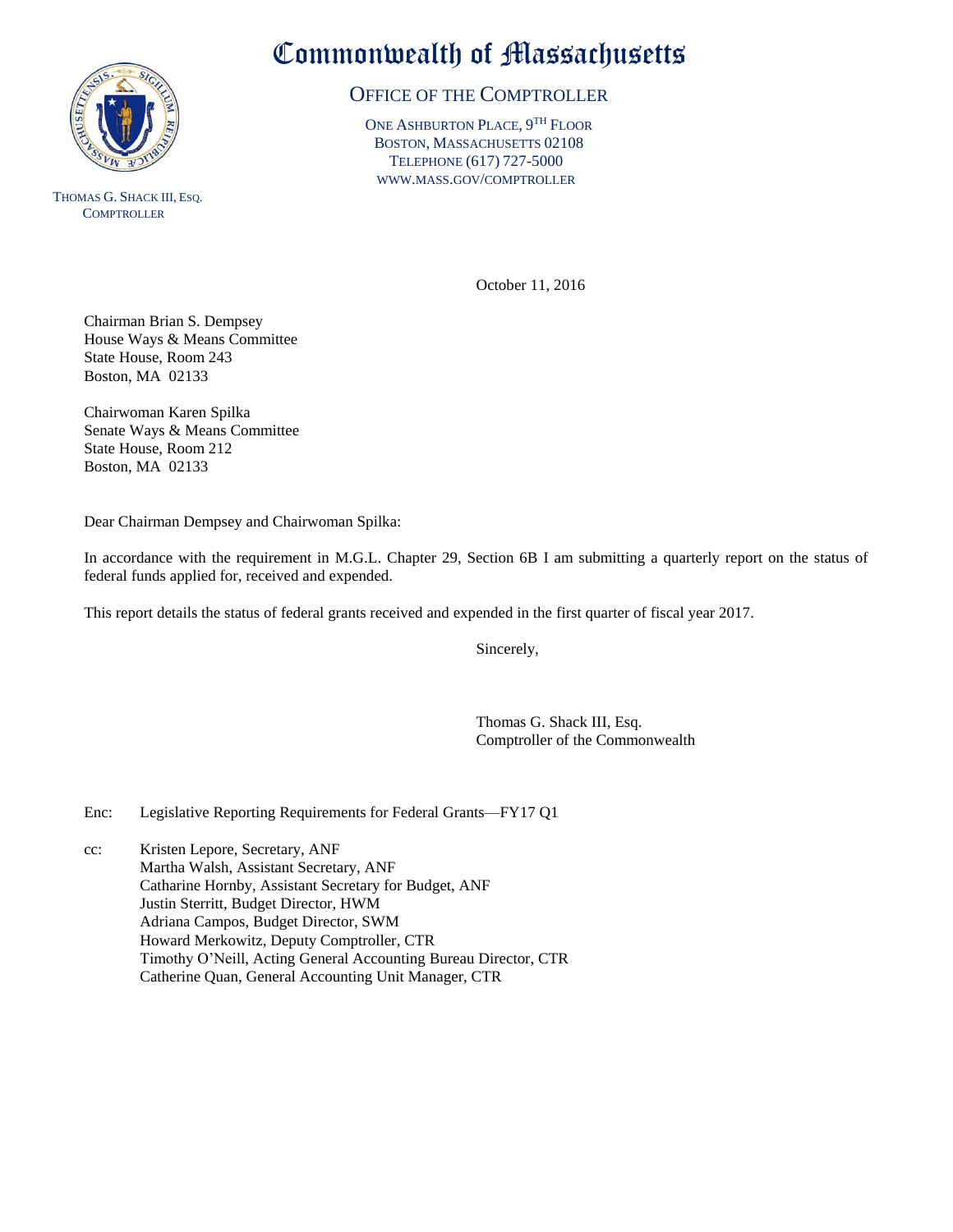# Commonwealth of Massachusetts

## OFFICE OF THE COMPTROLLER

ONE ASHBURTON PLACE, 9TH FLOOR
BOSTON, MASSACHUSETTS 02108
TELEPHONE (617) 727-5000
WWW.MASS.GOV/COMPTROLLER

THOMAS G. SHACK III, ESQ.
COMPTROLLER

October 11, 2016

Chairman Brian S. Dempsey
House Ways & Means Committee
State House, Room 243
Boston, MA 02133

Chairwoman Karen Spilka
Senate Ways & Means Committee
State House, Room 212
Boston, MA 02133

Dear Chairman Dempsey and Chairwoman Spilka:

In accordance with the requirement in M.G.L. Chapter 29, Section 6B I am submitting a quarterly report on the status of federal funds applied for, received and expended.

This report details the status of federal grants received and expended in the first quarter of fiscal year 2017.

Sincerely,

Thomas G. Shack III, Esq.
Comptroller of the Commonwealth

Enc: Legislative Reporting Requirements for Federal Grants—FY17 Q1

cc: Kristen Lepore, Secretary, ANF
Martha Walsh, Assistant Secretary, ANF
Catharine Hornby, Assistant Secretary for Budget, ANF
Justin Sterritt, Budget Director, HWM
Adriana Campos, Budget Director, SWM
Howard Merkowitz, Deputy Comptroller, CTR
Timothy O'Neill, Acting General Accounting Bureau Director, CTR
Catherine Quan, General Accounting Unit Manager, CTR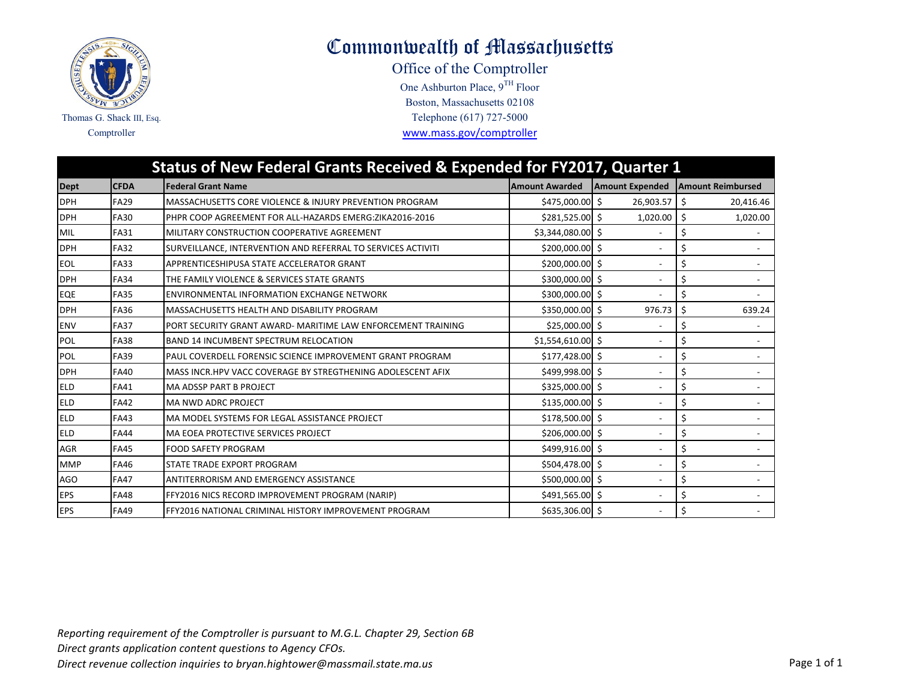# Commonwealth of Massachusetts

Office of the Comptroller

One Ashburton Place, 9TH Floor
Boston, Massachusetts 02108
Telephone (617) 727-5000
www.mass.gov/comptroller

Thomas G. Shack III, Esq.
Comptroller

## Status of New Federal Grants Received & Expended for FY2017, Quarter 1

| Dept | CFDA | Federal Grant Name | Amount Awarded | Amount Expended | Amount Reimbursed |
|---|---|---|---|---|---|
| DPH | FA29 | MASSACHUSETTS CORE VIOLENCE & INJURY PREVENTION PROGRAM | $475,000.00 | $ 26,903.57 | $ 20,416.46 |
| DPH | FA30 | PHPR COOP AGREEMENT FOR ALL-HAZARDS EMERG:ZIKA2016-2016 | $281,525.00 | $ 1,020.00 | $ 1,020.00 |
| MIL | FA31 | MILITARY CONSTRUCTION COOPERATIVE AGREEMENT | $3,344,080.00 | $ - | $ - |
| DPH | FA32 | SURVEILLANCE, INTERVENTION AND REFERRAL TO SERVICES ACTIVITI | $200,000.00 | $ - | $ - |
| EOL | FA33 | APPRENTICESHIPUSA STATE ACCELERATOR GRANT | $200,000.00 | $ - | $ - |
| DPH | FA34 | THE FAMILY VIOLENCE & SERVICES STATE GRANTS | $300,000.00 | $ - | $ - |
| EQE | FA35 | ENVIRONMENTAL INFORMATION EXCHANGE NETWORK | $300,000.00 | $ - | $ - |
| DPH | FA36 | MASSACHUSETTS HEALTH AND DISABILITY PROGRAM | $350,000.00 | $ 976.73 | $ 639.24 |
| ENV | FA37 | PORT SECURITY GRANT AWARD- MARITIME LAW ENFORCEMENT TRAINING | $25,000.00 | $ - | $ - |
| POL | FA38 | BAND 14 INCUMBENT SPECTRUM RELOCATION | $1,554,610.00 | $ - | $ - |
| POL | FA39 | PAUL COVERDELL FORENSIC SCIENCE IMPROVEMENT GRANT PROGRAM | $177,428.00 | $ - | $ - |
| DPH | FA40 | MASS INCR.HPV VACC COVERAGE BY STREGTHENING ADOLESCENT AFIX | $499,998.00 | $ - | $ - |
| ELD | FA41 | MA ADSSP PART B PROJECT | $325,000.00 | $ - | $ - |
| ELD | FA42 | MA NWD ADRC PROJECT | $135,000.00 | $ - | $ - |
| ELD | FA43 | MA MODEL SYSTEMS FOR LEGAL ASSISTANCE PROJECT | $178,500.00 | $ - | $ - |
| ELD | FA44 | MA EOEA PROTECTIVE SERVICES PROJECT | $206,000.00 | $ - | $ - |
| AGR | FA45 | FOOD SAFETY PROGRAM | $499,916.00 | $ - | $ - |
| MMP | FA46 | STATE TRADE EXPORT PROGRAM | $504,478.00 | $ - | $ - |
| AGO | FA47 | ANTITERRORISM AND EMERGENCY ASSISTANCE | $500,000.00 | $ - | $ - |
| EPS | FA48 | FFY2016 NICS RECORD IMPROVEMENT PROGRAM (NARIP) | $491,565.00 | $ - | $ - |
| EPS | FA49 | FFY2016 NATIONAL CRIMINAL HISTORY IMPROVEMENT PROGRAM | $635,306.00 | $ - | $ - |

*Reporting requirement of the Comptroller is pursuant to M.G.L. Chapter 29, Section 6B*
*Direct grants application content questions to Agency CFOs.*
*Direct revenue collection inquiries to bryan.hightower@massmail.state.ma.us*